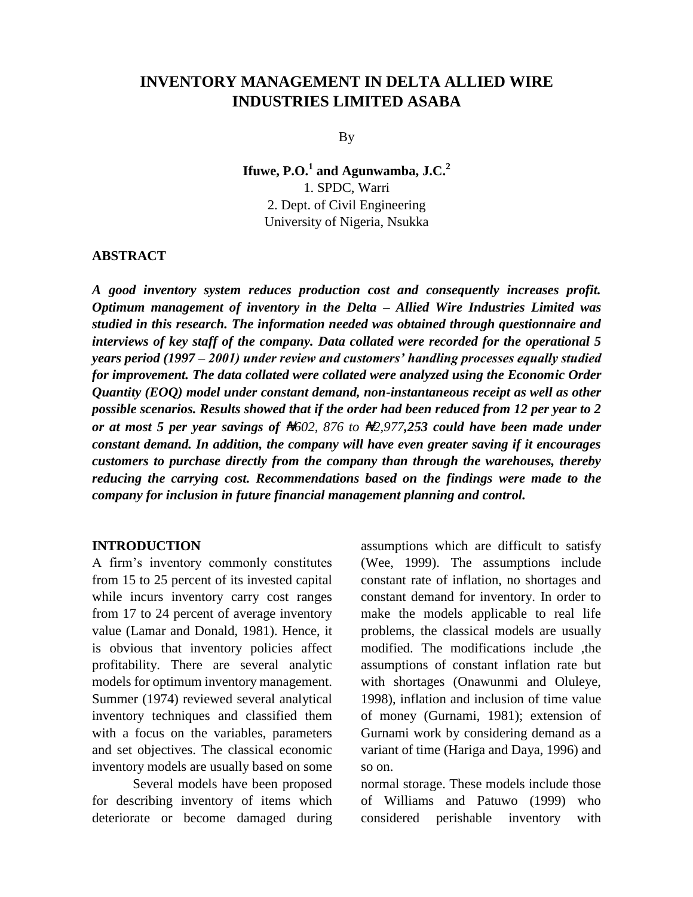# INVENTORY MANAGEMENT IN DELTA ALLIED WIRE INDUSTRIES LIMITED ASABA

By

**Ifuwe, P.O.[1] and Agunwamba, J.C.[2]**

1. SPDC, Warri
2. Dept. of Civil Engineering
University of Nigeria, Nsukka

## ABSTRACT

***A good inventory system reduces production cost and consequently increases profit. Optimum management of inventory in the Delta – Allied Wire Industries Limited was studied in this research. The information needed was obtained through questionnaire and interviews of key staff of the company. Data collated were recorded for the operational 5 years period (1997 – 2001) under review and customers' handling processes equally studied for improvement. The data collated were collated were analyzed using the Economic Order Quantity (EOQ) model under constant demand, non-instantaneous receipt as well as other possible scenarios. Results showed that if the order had been reduced from 12 per year to 2 or at most 5 per year savings of ₦602, 876 to ₦2,977,253 could have been made under constant demand. In addition, the company will have even greater saving if it encourages customers to purchase directly from the company than through the warehouses, thereby reducing the carrying cost. Recommendations based on the findings were made to the company for inclusion in future financial management planning and control.***

## INTRODUCTION

A firm's inventory commonly constitutes from 15 to 25 percent of its invested capital while incurs inventory carry cost ranges from 17 to 24 percent of average inventory value (Lamar and Donald, 1981). Hence, it is obvious that inventory policies affect profitability. There are several analytic models for optimum inventory management. Summer (1974) reviewed several analytical inventory techniques and classified them with a focus on the variables, parameters and set objectives. The classical economic inventory models are usually based on some assumptions which are difficult to satisfy (Wee, 1999). The assumptions include constant rate of inflation, no shortages and constant demand for inventory. In order to make the models applicable to real life problems, the classical models are usually modified. The modifications include ,the assumptions of constant inflation rate but with shortages (Onawunmi and Oluleye, 1998), inflation and inclusion of time value of money (Gurnami, 1981); extension of Gurnami work by considering demand as a variant of time (Hariga and Daya, 1996) and so on.

Several models have been proposed for describing inventory of items which deteriorate or become damaged during normal storage. These models include those of Williams and Patuwo (1999) who considered perishable inventory with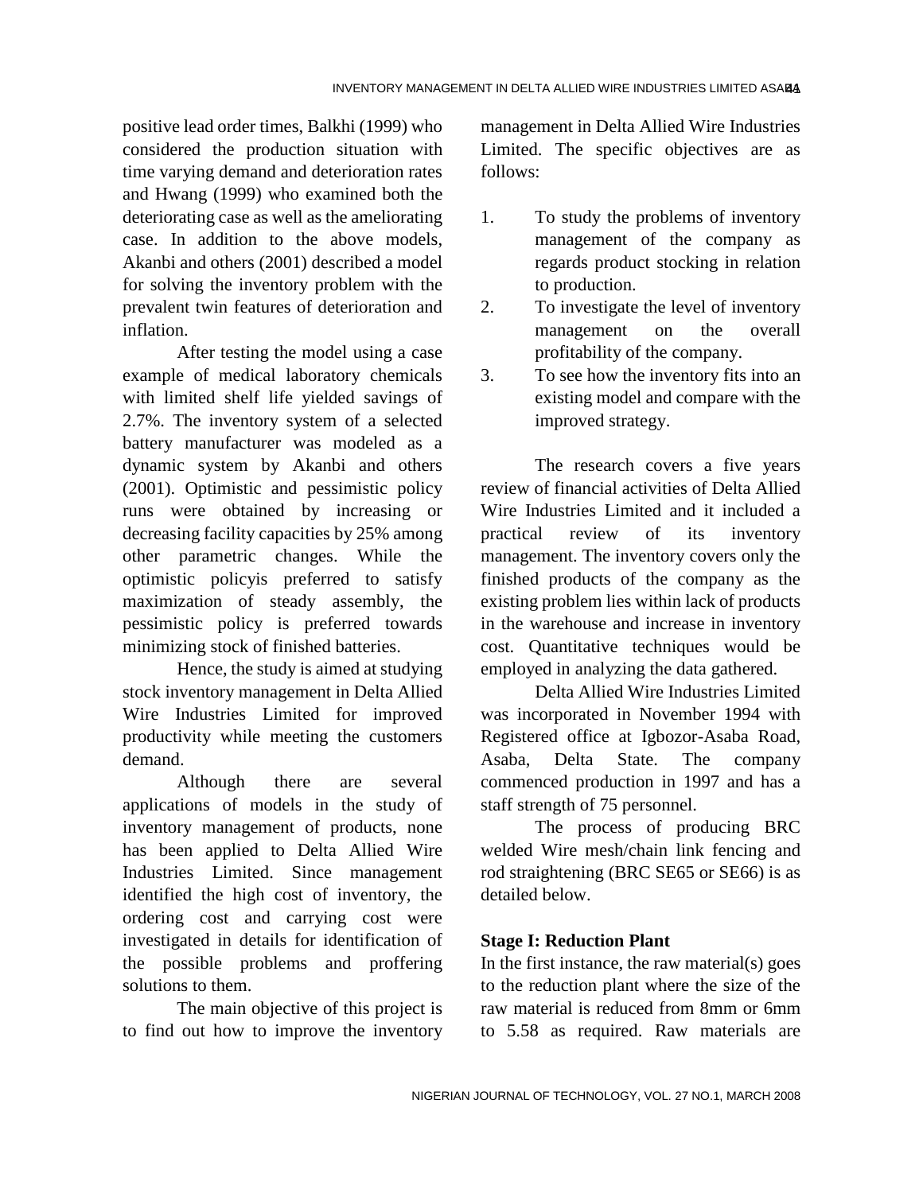positive lead order times, Balkhi (1999) who considered the production situation with time varying demand and deterioration rates and Hwang (1999) who examined both the deteriorating case as well as the ameliorating case. In addition to the above models, Akanbi and others (2001) described a model for solving the inventory problem with the prevalent twin features of deterioration and inflation.

After testing the model using a case example of medical laboratory chemicals with limited shelf life yielded savings of 2.7%. The inventory system of a selected battery manufacturer was modeled as a dynamic system by Akanbi and others (2001). Optimistic and pessimistic policy runs were obtained by increasing or decreasing facility capacities by 25% among other parametric changes. While the optimistic policyis preferred to satisfy maximization of steady assembly, the pessimistic policy is preferred towards minimizing stock of finished batteries.

Hence, the study is aimed at studying stock inventory management in Delta Allied Wire Industries Limited for improved productivity while meeting the customers demand.

Although there are several applications of models in the study of inventory management of products, none has been applied to Delta Allied Wire Industries Limited. Since management identified the high cost of inventory, the ordering cost and carrying cost were investigated in details for identification of the possible problems and proffering solutions to them.

The main objective of this project is to find out how to improve the inventory management in Delta Allied Wire Industries Limited. The specific objectives are as follows:

1. To study the problems of inventory management of the company as regards product stocking in relation to production.
2. To investigate the level of inventory management on the overall profitability of the company.
3. To see how the inventory fits into an existing model and compare with the improved strategy.

The research covers a five years review of financial activities of Delta Allied Wire Industries Limited and it included a practical review of its inventory management. The inventory covers only the finished products of the company as the existing problem lies within lack of products in the warehouse and increase in inventory cost. Quantitative techniques would be employed in analyzing the data gathered.

Delta Allied Wire Industries Limited was incorporated in November 1994 with Registered office at Igbozor-Asaba Road, Asaba, Delta State. The company commenced production in 1997 and has a staff strength of 75 personnel.

The process of producing BRC welded Wire mesh/chain link fencing and rod straightening (BRC SE65 or SE66) is as detailed below.

**Stage I: Reduction Plant**

In the first instance, the raw material(s) goes to the reduction plant where the size of the raw material is reduced from 8mm or 6mm to 5.58 as required. Raw materials are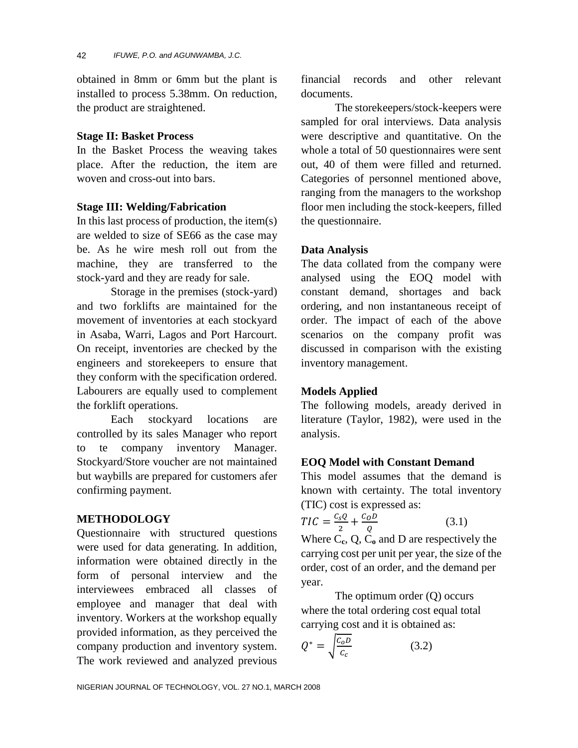obtained in 8mm or 6mm but the plant is installed to process 5.38mm. On reduction, the product are straightened.

**Stage II: Basket Process**

In the Basket Process the weaving takes place. After the reduction, the item are woven and cross-out into bars.

**Stage III: Welding/Fabrication**

In this last process of production, the item(s) are welded to size of SE66 as the case may be. As he wire mesh roll out from the machine, they are transferred to the stock-yard and they are ready for sale.

Storage in the premises (stock-yard) and two forklifts are maintained for the movement of inventories at each stockyard in Asaba, Warri, Lagos and Port Harcourt. On receipt, inventories are checked by the engineers and storekeepers to ensure that they conform with the specification ordered. Labourers are equally used to complement the forklift operations.

Each stockyard locations are controlled by its sales Manager who report to te company inventory Manager. Stockyard/Store voucher are not maintained but waybills are prepared for customers afer confirming payment.

## METHODOLOGY

Questionnaire with structured questions were used for data generating. In addition, information were obtained directly in the form of personal interview and the interviewees embraced all classes of employee and manager that deal with inventory. Workers at the workshop equally provided information, as they perceived the company production and inventory system. The work reviewed and analyzed previous financial records and other relevant documents.

The storekeepers/stock-keepers were sampled for oral interviews. Data analysis were descriptive and quantitative. On the whole a total of 50 questionnaires were sent out, 40 of them were filled and returned. Categories of personnel mentioned above, ranging from the managers to the workshop floor men including the stock-keepers, filled the questionnaire.

**Data Analysis**

The data collated from the company were analysed using the EOQ model with constant demand, shortages and back ordering, and non instantaneous receipt of order. The impact of each of the above scenarios on the company profit was discussed in comparison with the existing inventory management.

**Models Applied**

The following models, aready derived in literature (Taylor, 1982), were used in the analysis.

**EOQ Model with Constant Demand**

This model assumes that the demand is known with certainty. The total inventory (TIC) cost is expressed as:

$$TIC = \frac{C_s Q}{2} + \frac{C_O D}{Q} \qquad (3.1)$$

Where $C_c$, Q, $C_o$ and D are respectively the carrying cost per unit per year, the size of the order, cost of an order, and the demand per year.

The optimum order (Q) occurs where the total ordering cost equal total carrying cost and it is obtained as:

$$Q^* = \sqrt{\frac{C_O D}{C_c}} \qquad (3.2)$$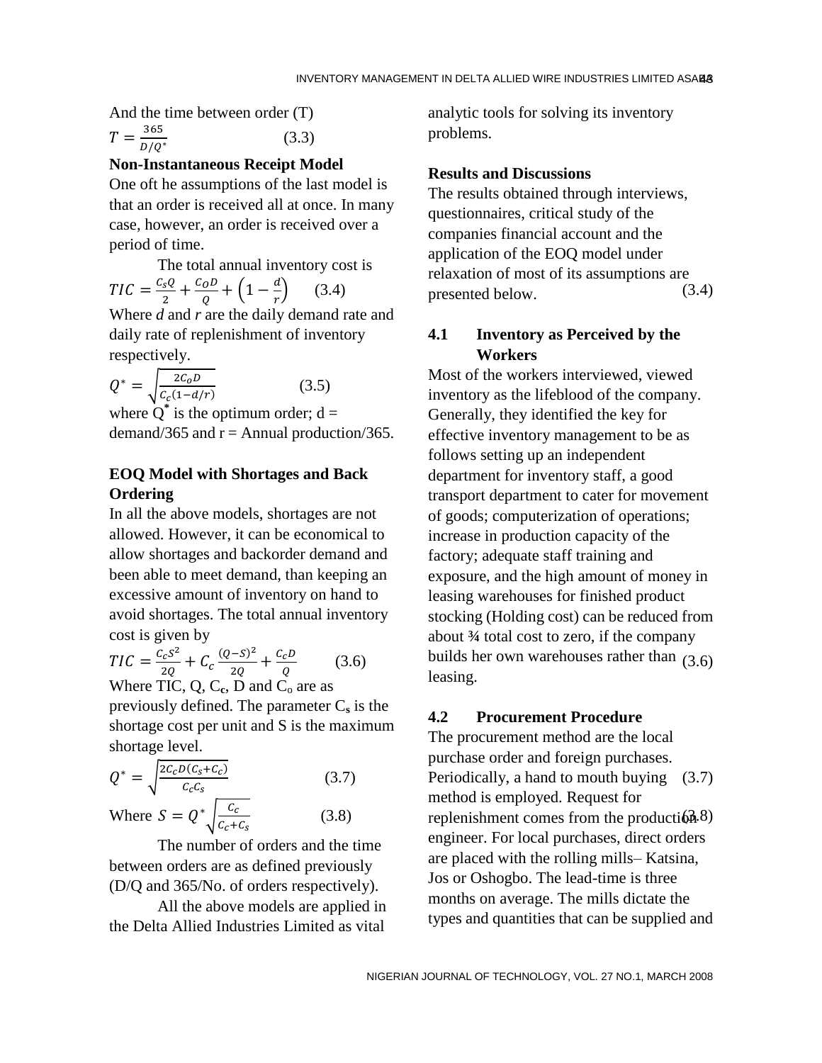And the time between order (T)

$$T = \frac{365}{D/Q^*} \qquad (3.3)$$

**Non-Instantaneous Receipt Model**

One oft he assumptions of the last model is that an order is received all at once. In many case, however, an order is received over a period of time.

The total annual inventory cost is

$$TIC = \frac{C_s Q}{2} + \frac{C_O D}{Q} + \left(1 - \frac{d}{r}\right) \qquad (3.4)$$

Where *d* and *r* are the daily demand rate and daily rate of replenishment of inventory respectively.

$$Q^* = \sqrt{\frac{2C_o D}{C_c(1 - d/r)}} \qquad (3.5)$$

where $Q^*$ is the optimum order; d = demand/365 and r = Annual production/365.

**EOQ Model with Shortages and Back Ordering**

In all the above models, shortages are not allowed. However, it can be economical to allow shortages and backorder demand and been able to meet demand, than keeping an excessive amount of inventory on hand to avoid shortages. The total annual inventory cost is given by

$$TIC = \frac{C_c S^2}{2Q} + C_c \frac{(Q - S)^2}{2Q} + \frac{C_c D}{Q} \qquad (3.6)$$

Where TIC, Q, $C_c$, D and $C_o$ are as previously defined. The parameter $C_s$ is the shortage cost per unit and S is the maximum shortage level.

$$Q^* = \sqrt{\frac{2C_c D(C_s + C_c)}{C_c C_s}} \qquad (3.7)$$

$$\text{Where } S = Q^* \sqrt{\frac{C_c}{C_c + C_s}} \qquad (3.8)$$

The number of orders and the time between orders are as defined previously (D/Q and 365/No. of orders respectively).

All the above models are applied in the Delta Allied Industries Limited as vital analytic tools for solving its inventory problems.

**Results and Discussions**

The results obtained through interviews, questionnaires, critical study of the companies financial account and the application of the EOQ model under relaxation of most of its assumptions are presented below.

## 4.1 Inventory as Perceived by the Workers

Most of the workers interviewed, viewed inventory as the lifeblood of the company. Generally, they identified the key for effective inventory management to be as follows setting up an independent department for inventory staff, a good transport department to cater for movement of goods; computerization of operations; increase in production capacity of the factory; adequate staff training and exposure, and the high amount of money in leasing warehouses for finished product stocking (Holding cost) can be reduced from about ¾ total cost to zero, if the company builds her own warehouses rather than leasing.

## 4.2 Procurement Procedure

The procurement method are the local purchase order and foreign purchases. Periodically, a hand to mouth buying method is employed. Request for replenishment comes from the production engineer. For local purchases, direct orders are placed with the rolling mills– Katsina, Jos or Oshogbo. The lead-time is three months on average. The mills dictate the types and quantities that can be supplied and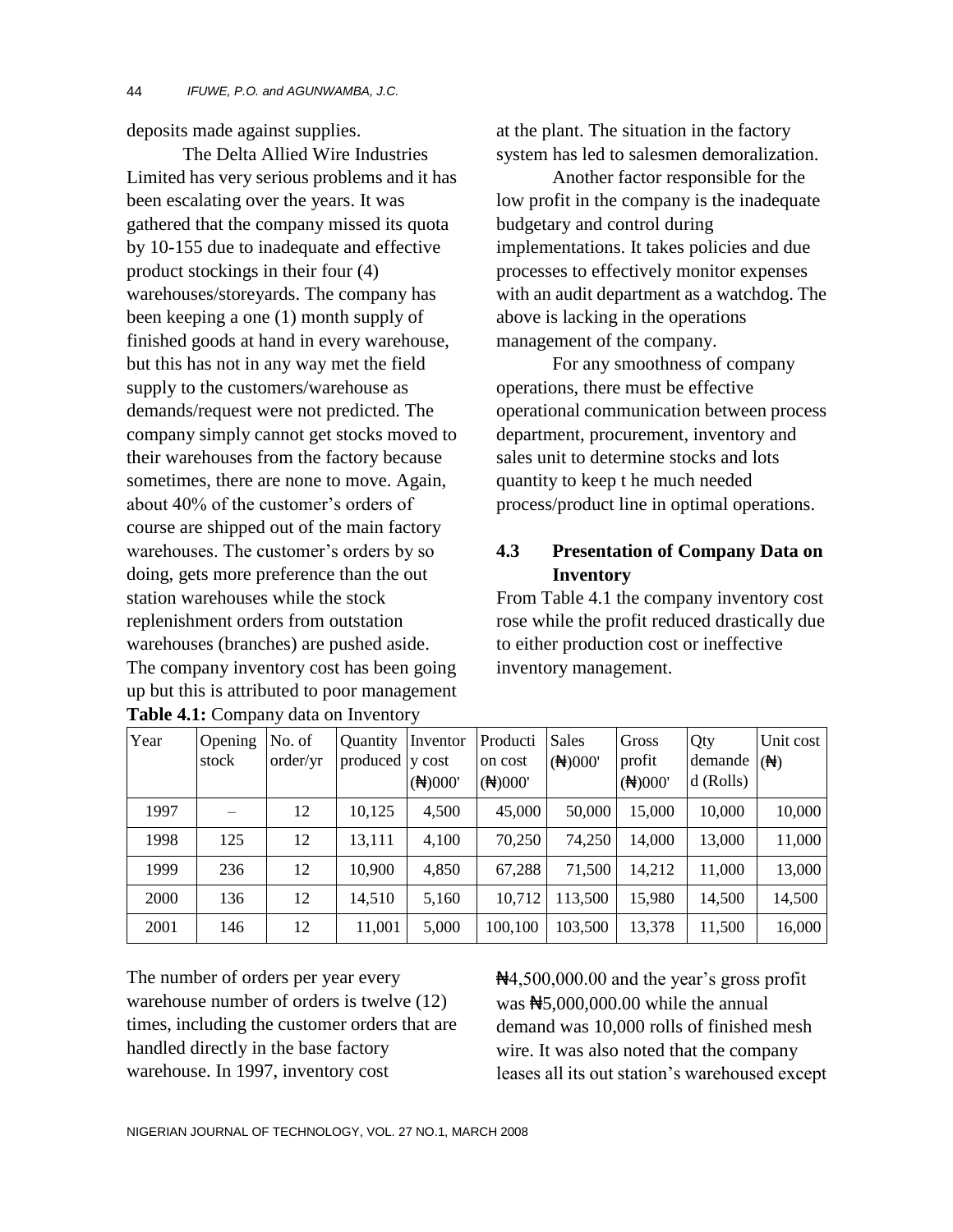deposits made against supplies.

The Delta Allied Wire Industries Limited has very serious problems and it has been escalating over the years. It was gathered that the company missed its quota by 10-155 due to inadequate and effective product stockings in their four (4) warehouses/storeyards. The company has been keeping a one (1) month supply of finished goods at hand in every warehouse, but this has not in any way met the field supply to the customers/warehouse as demands/request were not predicted. The company simply cannot get stocks moved to their warehouses from the factory because sometimes, there are none to move. Again, about 40% of the customer's orders of course are shipped out of the main factory warehouses. The customer's orders by so doing, gets more preference than the out station warehouses while the stock replenishment orders from outstation warehouses (branches) are pushed aside. The company inventory cost has been going up but this is attributed to poor management at the plant. The situation in the factory system has led to salesmen demoralization.

Another factor responsible for the low profit in the company is the inadequate budgetary and control during implementations. It takes policies and due processes to effectively monitor expenses with an audit department as a watchdog. The above is lacking in the operations management of the company.

For any smoothness of company operations, there must be effective operational communication between process department, procurement, inventory and sales unit to determine stocks and lots quantity to keep t he much needed process/product line in optimal operations.

### 4.3 Presentation of Company Data on Inventory

From Table 4.1 the company inventory cost rose while the profit reduced drastically due to either production cost or ineffective inventory management.

**Table 4.1:** Company data on Inventory

| Year | Opening stock | No. of order/yr | Quantity produced | Inventory cost (₦)000' | Production cost (₦)000' | Sales (₦)000' | Gross profit (₦)000' | Qty demanded (Rolls) | Unit cost (₦) |
|---|---|---|---|---|---|---|---|---|---|
| 1997 | – | 12 | 10,125 | 4,500 | 45,000 | 50,000 | 15,000 | 10,000 | 10,000 |
| 1998 | 125 | 12 | 13,111 | 4,100 | 70,250 | 74,250 | 14,000 | 13,000 | 11,000 |
| 1999 | 236 | 12 | 10,900 | 4,850 | 67,288 | 71,500 | 14,212 | 11,000 | 13,000 |
| 2000 | 136 | 12 | 14,510 | 5,160 | 10,712 | 113,500 | 15,980 | 14,500 | 14,500 |
| 2001 | 146 | 12 | 11,001 | 5,000 | 100,100 | 103,500 | 13,378 | 11,500 | 16,000 |

The number of orders per year every warehouse number of orders is twelve (12) times, including the customer orders that are handled directly in the base factory warehouse. In 1997, inventory cost ₦4,500,000.00 and the year's gross profit was ₦5,000,000.00 while the annual demand was 10,000 rolls of finished mesh wire. It was also noted that the company leases all its out station's warehoused except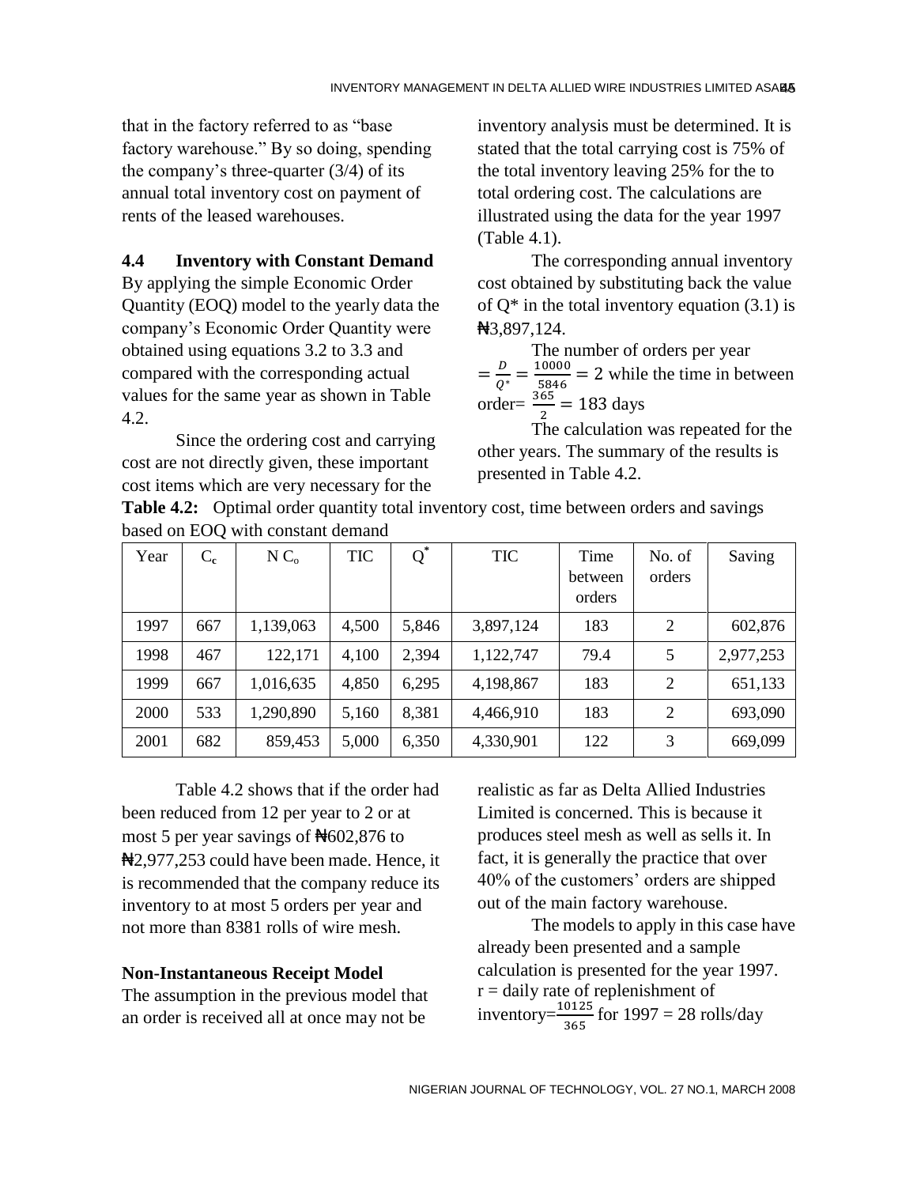that in the factory referred to as "base factory warehouse." By so doing, spending the company's three-quarter (3/4) of its annual total inventory cost on payment of rents of the leased warehouses.

### 4.4 Inventory with Constant Demand

By applying the simple Economic Order Quantity (EOQ) model to the yearly data the company's Economic Order Quantity were obtained using equations 3.2 to 3.3 and compared with the corresponding actual values for the same year as shown in Table 4.2.

Since the ordering cost and carrying cost are not directly given, these important cost items which are very necessary for the inventory analysis must be determined. It is stated that the total carrying cost is 75% of the total inventory leaving 25% for the to total ordering cost. The calculations are illustrated using the data for the year 1997 (Table 4.1).

The corresponding annual inventory cost obtained by substituting back the value of $Q^*$ in the total inventory equation (3.1) is ₦3,897,124.

The number of orders per year $= \frac{D}{Q^*} = \frac{10000}{5846} = 2$ while the time in between order= $\frac{365}{2} = 183$ days

The calculation was repeated for the other years. The summary of the results is presented in Table 4.2.

**Table 4.2:** Optimal order quantity total inventory cost, time between orders and savings based on EOQ with constant demand

| Year | $C_c$ | $N\ C_o$ | TIC | $Q^*$ | TIC | Time between orders | No. of orders | Saving |
|---|---|---|---|---|---|---|---|---|
| 1997 | 667 | 1,139,063 | 4,500 | 5,846 | 3,897,124 | 183 | 2 | 602,876 |
| 1998 | 467 | 122,171 | 4,100 | 2,394 | 1,122,747 | 79.4 | 5 | 2,977,253 |
| 1999 | 667 | 1,016,635 | 4,850 | 6,295 | 4,198,867 | 183 | 2 | 651,133 |
| 2000 | 533 | 1,290,890 | 5,160 | 8,381 | 4,466,910 | 183 | 2 | 693,090 |
| 2001 | 682 | 859,453 | 5,000 | 6,350 | 4,330,901 | 122 | 3 | 669,099 |

Table 4.2 shows that if the order had been reduced from 12 per year to 2 or at most 5 per year savings of ₦602,876 to ₦2,977,253 could have been made. Hence, it is recommended that the company reduce its inventory to at most 5 orders per year and not more than 8381 rolls of wire mesh.

### Non-Instantaneous Receipt Model

The assumption in the previous model that an order is received all at once may not be realistic as far as Delta Allied Industries Limited is concerned. This is because it produces steel mesh as well as sells it. In fact, it is generally the practice that over 40% of the customers' orders are shipped out of the main factory warehouse.

The models to apply in this case have already been presented and a sample calculation is presented for the year 1997.

$r$ = daily rate of replenishment of inventory$=\frac{10125}{365}$ for 1997 = 28 rolls/day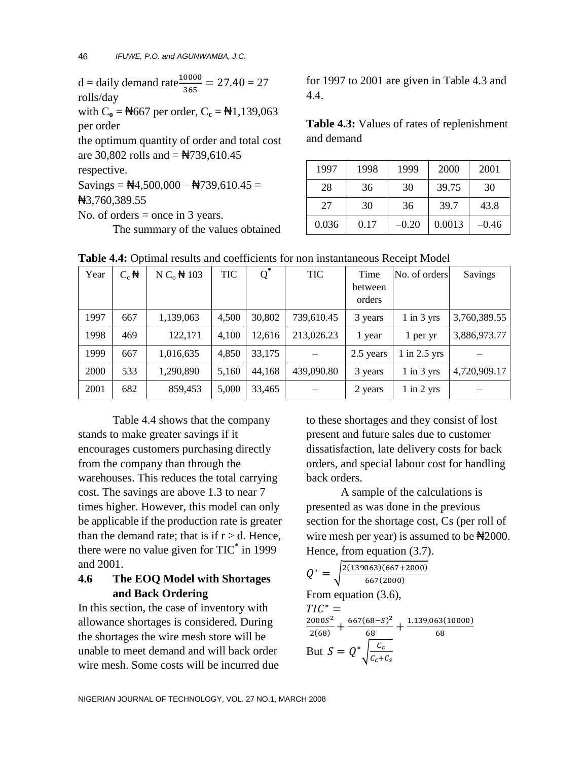d = daily demand rate $\frac{10000}{365} = 27.40 = 27$ rolls/day

with $C_o$ = ₦667 per order, $C_c$ = ₦1,139,063 per order

the optimum quantity of order and total cost are 30,802 rolls and = ₦739,610.45 respective.

Savings = ₦4,500,000 – ₦739,610.45 = ₦3,760,389.55

No. of orders = once in 3 years.

The summary of the values obtained for 1997 to 2001 are given in Table 4.3 and 4.4.

**Table 4.3:** Values of rates of replenishment and demand

| 1997 | 1998 | 1999 | 2000 | 2001 |
|---|---|---|---|---|
| 28 | 36 | 30 | 39.75 | 30 |
| 27 | 30 | 36 | 39.7 | 43.8 |
| 0.036 | 0.17 | –0.20 | 0.0013 | –0.46 |

**Table 4.4:** Optimal results and coefficients for non instantaneous Receipt Model

| Year | $C_c$ ₦ | N $C_o$ ₦ 103 | TIC | $Q^*$ | TIC | Time between orders | No. of orders | Savings |
|---|---|---|---|---|---|---|---|---|
| 1997 | 667 | 1,139,063 | 4,500 | 30,802 | 739,610.45 | 3 years | 1 in 3 yrs | 3,760,389.55 |
| 1998 | 469 | 122,171 | 4,100 | 12,616 | 213,026.23 | 1 year | 1 per yr | 3,886,973.77 |
| 1999 | 667 | 1,016,635 | 4,850 | 33,175 | – | 2.5 years | 1 in 2.5 yrs | – |
| 2000 | 533 | 1,290,890 | 5,160 | 44,168 | 439,090.80 | 3 years | 1 in 3 yrs | 4,720,909.17 |
| 2001 | 682 | 859,453 | 5,000 | 33,465 | – | 2 years | 1 in 2 yrs | – |

Table 4.4 shows that the company stands to make greater savings if it encourages customers purchasing directly from the company than through the warehouses. This reduces the total carrying cost. The savings are above 1.3 to near 7 times higher. However, this model can only be applicable if the production rate is greater than the demand rate; that is if r > d. Hence, there were no value given for $TIC^*$ in 1999 and 2001.

### 4.6 The EOQ Model with Shortages and Back Ordering

In this section, the case of inventory with allowance shortages is considered. During the shortages the wire mesh store will be unable to meet demand and will back order wire mesh. Some costs will be incurred due to these shortages and they consist of lost present and future sales due to customer dissatisfaction, late delivery costs for back orders, and special labour cost for handling back orders.

A sample of the calculations is presented as was done in the previous section for the shortage cost, Cs (per roll of wire mesh per year) is assumed to be ₦2000. Hence, from equation (3.7).

$$Q^* = \sqrt{\frac{2(139063)(667+2000)}{667(2000)}}$$

From equation (3.6),

$$TIC^* = \frac{2000S^2}{2(68)} + \frac{667(68-S)^2}{68} + \frac{1.139{,}063(10000)}{68}$$

But $S = Q^*\sqrt{\frac{C_c}{C_c + C_s}}$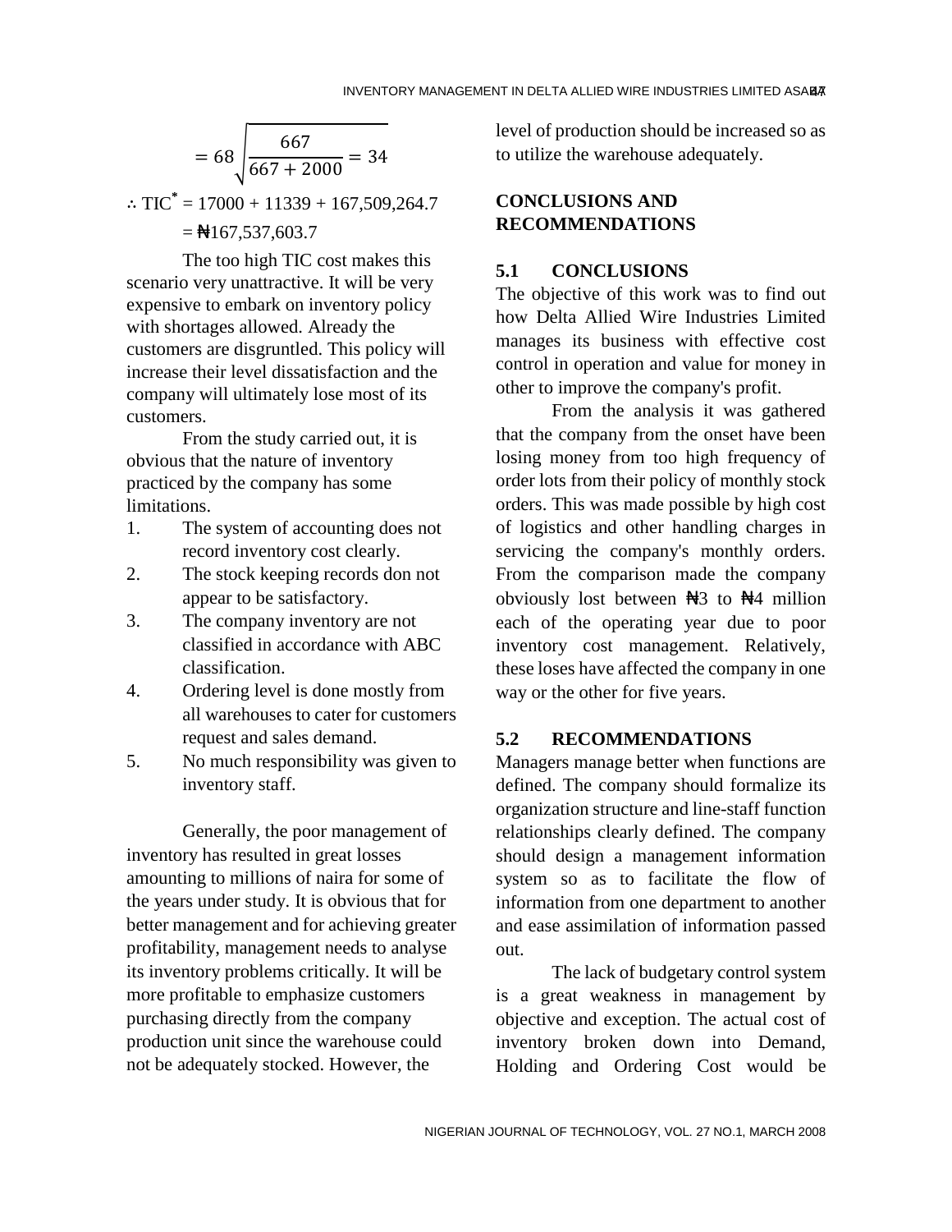$$= 68\sqrt{\frac{667}{667 + 2000}} = 34$$

$\therefore TIC^{*} = 17000 + 11339 + 167,509,264.7$

$= ₦167,537,603.7$

The too high TIC cost makes this scenario very unattractive. It will be very expensive to embark on inventory policy with shortages allowed. Already the customers are disgruntled. This policy will increase their level dissatisfaction and the company will ultimately lose most of its customers.

From the study carried out, it is obvious that the nature of inventory practiced by the company has some limitations.

1. The system of accounting does not record inventory cost clearly.
2. The stock keeping records don not appear to be satisfactory.
3. The company inventory are not classified in accordance with ABC classification.
4. Ordering level is done mostly from all warehouses to cater for customers request and sales demand.
5. No much responsibility was given to inventory staff.

Generally, the poor management of inventory has resulted in great losses amounting to millions of naira for some of the years under study. It is obvious that for better management and for achieving greater profitability, management needs to analyse its inventory problems critically. It will be more profitable to emphasize customers purchasing directly from the company production unit since the warehouse could not be adequately stocked. However, the level of production should be increased so as to utilize the warehouse adequately.

## CONCLUSIONS AND RECOMMENDATIONS

### 5.1 CONCLUSIONS

The objective of this work was to find out how Delta Allied Wire Industries Limited manages its business with effective cost control in operation and value for money in other to improve the company's profit.

From the analysis it was gathered that the company from the onset have been losing money from too high frequency of order lots from their policy of monthly stock orders. This was made possible by high cost of logistics and other handling charges in servicing the company's monthly orders. From the comparison made the company obviously lost between ₦3 to ₦4 million each of the operating year due to poor inventory cost management. Relatively, these loses have affected the company in one way or the other for five years.

### 5.2 RECOMMENDATIONS

Managers manage better when functions are defined. The company should formalize its organization structure and line-staff function relationships clearly defined. The company should design a management information system so as to facilitate the flow of information from one department to another and ease assimilation of information passed out.

The lack of budgetary control system is a great weakness in management by objective and exception. The actual cost of inventory broken down into Demand, Holding and Ordering Cost would be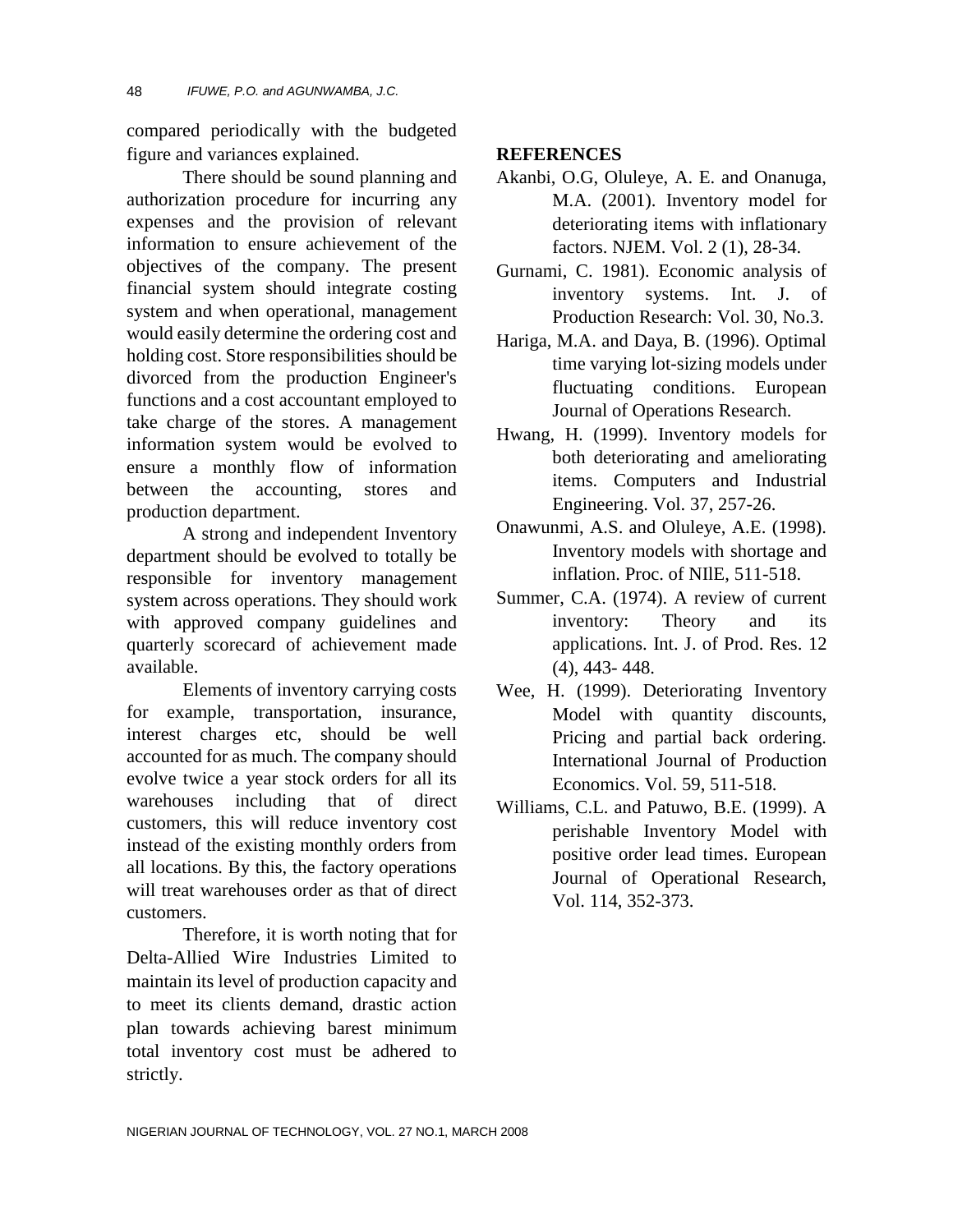compared periodically with the budgeted figure and variances explained.

There should be sound planning and authorization procedure for incurring any expenses and the provision of relevant information to ensure achievement of the objectives of the company. The present financial system should integrate costing system and when operational, management would easily determine the ordering cost and holding cost. Store responsibilities should be divorced from the production Engineer's functions and a cost accountant employed to take charge of the stores. A management information system would be evolved to ensure a monthly flow of information between the accounting, stores and production department.

A strong and independent Inventory department should be evolved to totally be responsible for inventory management system across operations. They should work with approved company guidelines and quarterly scorecard of achievement made available.

Elements of inventory carrying costs for example, transportation, insurance, interest charges etc, should be well accounted for as much. The company should evolve twice a year stock orders for all its warehouses including that of direct customers, this will reduce inventory cost instead of the existing monthly orders from all locations. By this, the factory operations will treat warehouses order as that of direct customers.

Therefore, it is worth noting that for Delta-Allied Wire Industries Limited to maintain its level of production capacity and to meet its clients demand, drastic action plan towards achieving barest minimum total inventory cost must be adhered to strictly.

## REFERENCES

Akanbi, O.G, Oluleye, A. E. and Onanuga, M.A. (2001). Inventory model for deteriorating items with inflationary factors. NJEM. Vol. 2 (1), 28-34.

Gurnami, C. 1981). Economic analysis of inventory systems. Int. J. of Production Research: Vol. 30, No.3.

Hariga, M.A. and Daya, B. (1996). Optimal time varying lot-sizing models under fluctuating conditions. European Journal of Operations Research.

Hwang, H. (1999). Inventory models for both deteriorating and ameliorating items. Computers and Industrial Engineering. Vol. 37, 257-26.

Onawunmi, A.S. and Oluleye, A.E. (1998). Inventory models with shortage and inflation. Proc. of NIlE, 511-518.

Summer, C.A. (1974). A review of current inventory: Theory and its applications. Int. J. of Prod. Res. 12 (4), 443- 448.

Wee, H. (1999). Deteriorating Inventory Model with quantity discounts, Pricing and partial back ordering. International Journal of Production Economics. Vol. 59, 511-518.

Williams, C.L. and Patuwo, B.E. (1999). A perishable Inventory Model with positive order lead times. European Journal of Operational Research, Vol. 114, 352-373.